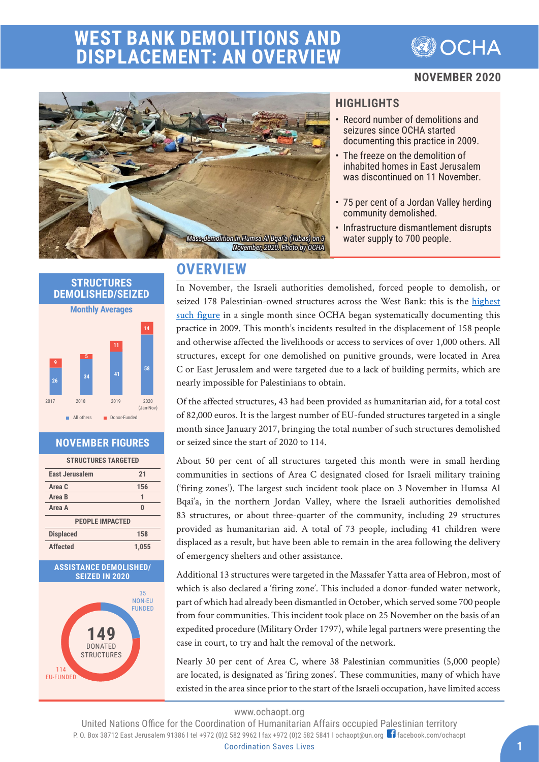# WEST BANK DEMOLITIONS AND DISPLACEMENT: AN OVERVIEW

OCHA

**NOVEMBER 2020**

*Mass-demolition in Humsa Al Bqai'a (Tubas) on 3 November, 2020. Photo by OCHA*

## HIGHLIGHTS

- Record number of demolitions and seizures since OCHA started documenting this practice in 2009.
- The freeze on the demolition of inhabited homes in East Jerusalem was discontinued on 11 November.
- 75 per cent of a Jordan Valley herding community demolished.
- Infrastructure dismantlement disrupts water supply to 700 people.

## OVERVIEW

In November, the Israeli authorities demolished, forced people to demolish, or seized 178 Palestinian-owned structures across the West Bank: this is the highest such figure in a single month since OCHA began systematically documenting this practice in 2009. This month's incidents resulted in the displacement of 158 people and otherwise affected the livelihoods or access to services of over 1,000 others. All structures, except for one demolished on punitive grounds, were located in Area C or East Jerusalem and were targeted due to a lack of building permits, which are nearly impossible for Palestinians to obtain.

Of the affected structures, 43 had been provided as humanitarian aid, for a total cost of 82,000 euros. It is the largest number of EU-funded structures targeted in a single month since January 2017, bringing the total number of such structures demolished or seized since the start of 2020 to 114.

About 50 per cent of all structures targeted this month were in small herding communities in sections of Area C designated closed for Israeli military training ('firing zones'). The largest such incident took place on 3 November in Humsa Al Bqai'a, in the northern Jordan Valley, where the Israeli authorities demolished 83 structures, or about three-quarter of the community, including 29 structures provided as humanitarian aid. A total of 73 people, including 41 children were displaced as a result, but have been able to remain in the area following the delivery of emergency shelters and other assistance.

Additional 13 structures were targeted in the Massafer Yatta area of Hebron, most of which is also declared a 'firing zone'. This included a donor-funded water network, part of which had already been dismantled in October, which served some 700 people from four communities. This incident took place on 25 November on the basis of an expedited procedure (Military Order 1797), while legal partners were presenting the case in court, to try and halt the removal of the network.

Nearly 30 per cent of Area C, where 38 Palestinian communities (5,000 people) are located, is designated as 'firing zones'. These communities, many of which have existed in the area since prior to the start of the Israeli occupation, have limited access

### STRUCTURES DEMOLISHED/SEIZED

**Monthly Averages**

| Year | All others | Donor-Funded |
|---|---|---|
| 2017 | 26 | 9 |
| 2018 | 34 | 5 |
| 2019 | 41 | 11 |
| 2020 (Jan-Nov) | 58 | 14 |

### NOVEMBER FIGURES

| STRUCTURES TARGETED | |
|---|---|
| East Jerusalem | 21 |
| Area C | 156 |
| Area B | 1 |
| Area A | 0 |
| **PEOPLE IMPACTED** | |
| Displaced | 158 |
| Affected | 1,055 |

### ASSISTANCE DEMOLISHED/ SEIZED IN 2020

149 DONATED STRUCTURES

- 35 NON-EU FUNDED
- 114 EU-FUNDED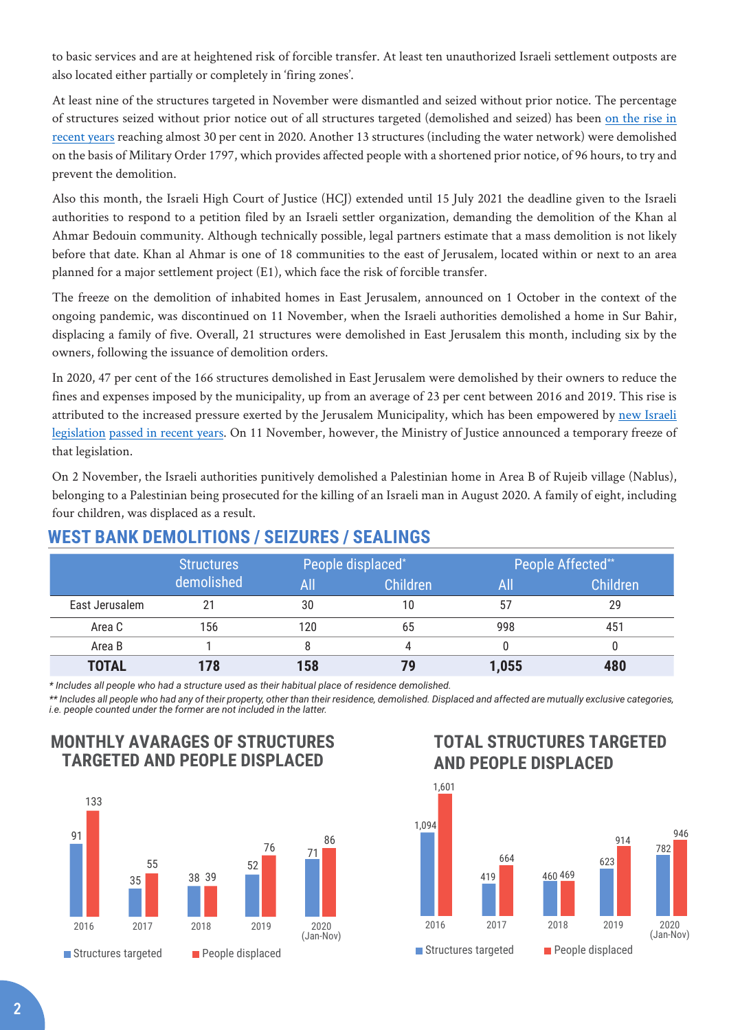to basic services and are at heightened risk of forcible transfer. At least ten unauthorized Israeli settlement outposts are also located either partially or completely in 'firing zones'.

At least nine of the structures targeted in November were dismantled and seized without prior notice. The percentage of structures seized without prior notice out of all structures targeted (demolished and seized) has been on the rise in recent years reaching almost 30 per cent in 2020. Another 13 structures (including the water network) were demolished on the basis of Military Order 1797, which provides affected people with a shortened prior notice, of 96 hours, to try and prevent the demolition.

Also this month, the Israeli High Court of Justice (HCJ) extended until 15 July 2021 the deadline given to the Israeli authorities to respond to a petition filed by an Israeli settler organization, demanding the demolition of the Khan al Ahmar Bedouin community. Although technically possible, legal partners estimate that a mass demolition is not likely before that date. Khan al Ahmar is one of 18 communities to the east of Jerusalem, located within or next to an area planned for a major settlement project (E1), which face the risk of forcible transfer.

The freeze on the demolition of inhabited homes in East Jerusalem, announced on 1 October in the context of the ongoing pandemic, was discontinued on 11 November, when the Israeli authorities demolished a home in Sur Bahir, displacing a family of five. Overall, 21 structures were demolished in East Jerusalem this month, including six by the owners, following the issuance of demolition orders.

In 2020, 47 per cent of the 166 structures demolished in East Jerusalem were demolished by their owners to reduce the fines and expenses imposed by the municipality, up from an average of 23 per cent between 2016 and 2019. This rise is attributed to the increased pressure exerted by the Jerusalem Municipality, which has been empowered by new Israeli legislation passed in recent years. On 11 November, however, the Ministry of Justice announced a temporary freeze of that legislation.

On 2 November, the Israeli authorities punitively demolished a Palestinian home in Area B of Rujeib village (Nablus), belonging to a Palestinian being prosecuted for the killing of an Israeli man in August 2020. A family of eight, including four children, was displaced as a result.

## WEST BANK DEMOLITIONS / SEIZURES / SEALINGS

| | Structures demolished | People displaced* | | People Affected** | |
|---|---|---|---|---|---|
| | | All | Children | All | Children |
| East Jerusalem | 21 | 30 | 10 | 57 | 29 |
| Area C | 156 | 120 | 65 | 998 | 451 |
| Area B | 1 | 8 | 4 | 0 | 0 |
| **TOTAL** | **178** | **158** | **79** | **1,055** | **480** |

*\* Includes all people who had a structure used as their habitual place of residence demolished.*

*\*\* Includes all people who had any of their property, other than their residence, demolished. Displaced and affected are mutually exclusive categories, i.e. people counted under the former are not included in the latter.*

### MONTHLY AVARAGES OF STRUCTURES TARGETED AND PEOPLE DISPLACED

| | Structures targeted | People displaced |
|---|---|---|
| 2016 | 91 | 133 |
| 2017 | 35 | 55 |
| 2018 | 38 | 39 |
| 2019 | 52 | 76 |
| 2020 (Jan-Nov) | 71 | 86 |

### TOTAL STRUCTURES TARGETED AND PEOPLE DISPLACED

| | Structures targeted | People displaced |
|---|---|---|
| 2016 | 1,094 | 1,601 |
| 2017 | 419 | 664 |
| 2018 | 460 | 469 |
| 2019 | 623 | 914 |
| 2020 (Jan-Nov) | 782 | 946 |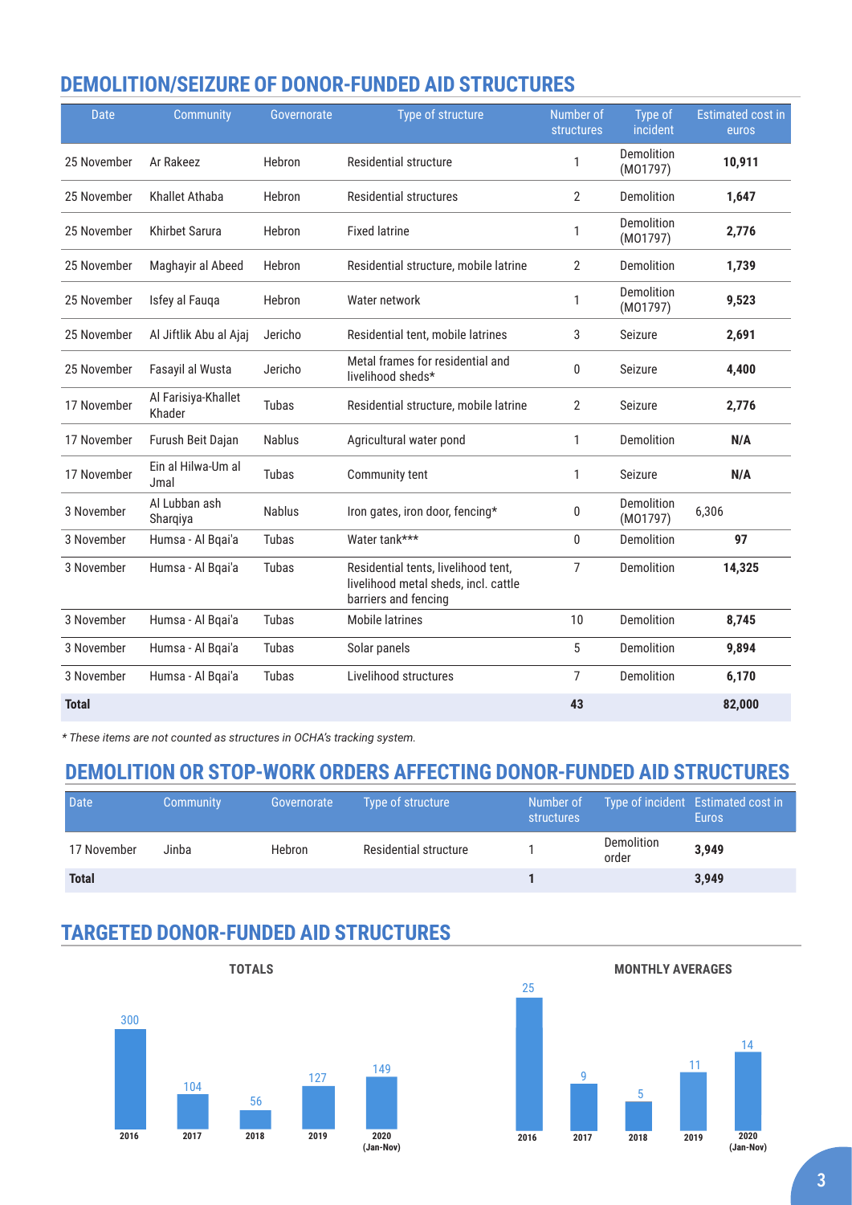## DEMOLITION/SEIZURE OF DONOR-FUNDED AID STRUCTURES

| Date | Community | Governorate | Type of structure | Number of structures | Type of incident | Estimated cost in euros |
|---|---|---|---|---|---|---|
| 25 November | Ar Rakeez | Hebron | Residential structure | 1 | Demolition (MO1797) | **10,911** |
| 25 November | Khallet Athaba | Hebron | Residential structures | 2 | Demolition | **1,647** |
| 25 November | Khirbet Sarura | Hebron | Fixed latrine | 1 | Demolition (MO1797) | **2,776** |
| 25 November | Maghayir al Abeed | Hebron | Residential structure, mobile latrine | 2 | Demolition | **1,739** |
| 25 November | Isfey al Fauqa | Hebron | Water network | 1 | Demolition (MO1797) | **9,523** |
| 25 November | Al Jiftlik Abu al Ajaj | Jericho | Residential tent, mobile latrines | 3 | Seizure | **2,691** |
| 25 November | Fasayil al Wusta | Jericho | Metal frames for residential and livelihood sheds* | 0 | Seizure | **4,400** |
| 17 November | Al Farisiya-Khallet Khader | Tubas | Residential structure, mobile latrine | 2 | Seizure | **2,776** |
| 17 November | Furush Beit Dajan | Nablus | Agricultural water pond | 1 | Demolition | **N/A** |
| 17 November | Ein al Hilwa-Um al Jmal | Tubas | Community tent | 1 | Seizure | **N/A** |
| 3 November | Al Lubban ash Sharqiya | Nablus | Iron gates, iron door, fencing* | 0 | Demolition (MO1797) | 6,306 |
| 3 November | Humsa - Al Bqai'a | Tubas | Water tank*** | 0 | Demolition | **97** |
| 3 November | Humsa - Al Bqai'a | Tubas | Residential tents, livelihood tent, livelihood metal sheds, incl. cattle barriers and fencing | 7 | Demolition | **14,325** |
| 3 November | Humsa - Al Bqai'a | Tubas | Mobile latrines | 10 | Demolition | **8,745** |
| 3 November | Humsa - Al Bqai'a | Tubas | Solar panels | 5 | Demolition | **9,894** |
| 3 November | Humsa - Al Bqai'a | Tubas | Livelihood structures | 7 | Demolition | **6,170** |
| **Total** | | | | **43** | | **82,000** |

*\* These items are not counted as structures in OCHA's tracking system.*

## DEMOLITION OR STOP-WORK ORDERS AFFECTING DONOR-FUNDED AID STRUCTURES

| Date | Community | Governorate | Type of structure | Number of structures | Type of incident | Estimated cost in Euros |
|---|---|---|---|---|---|---|
| 17 November | Jinba | Hebron | Residential structure | 1 | Demolition order | **3,949** |
| **Total** | | | | **1** | | **3,949** |

## TARGETED DONOR-FUNDED AID STRUCTURES

**TOTALS**

300
104
56
127
149

2016
2017
2018
2019
2020 (Jan-Nov)

**MONTHLY AVERAGES**

25
9
5
11
14

2016
2017
2018
2019
2020 (Jan-Nov)